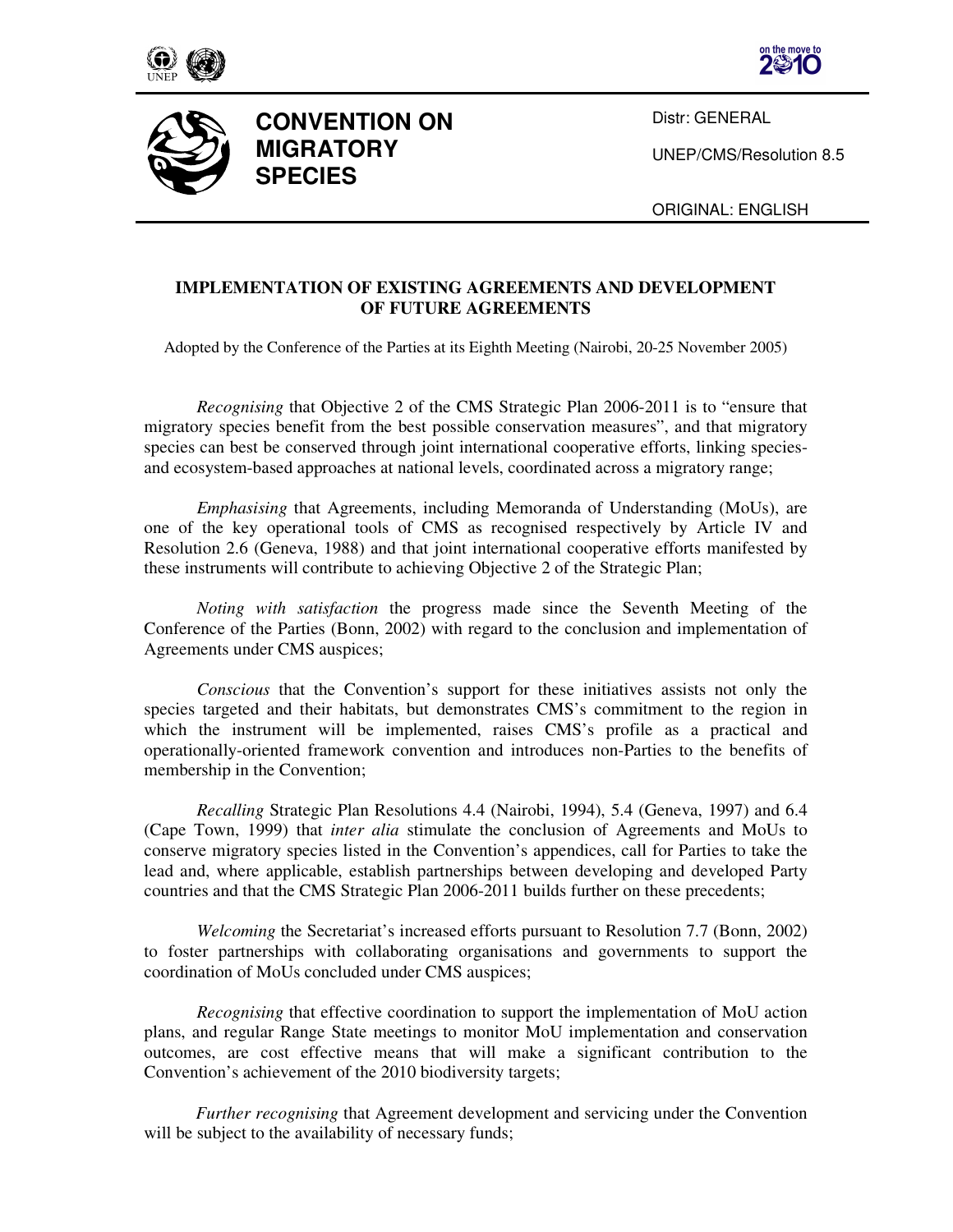**CONVENTION ON MIGRATORY SPECIES**

Distr: GENERAL

UNEP/CMS/Resolution 8.5

ORIGINAL: ENGLISH

# IMPLEMENTATION OF EXISTING AGREEMENTS AND DEVELOPMENT OF FUTURE AGREEMENTS

Adopted by the Conference of the Parties at its Eighth Meeting (Nairobi, 20-25 November 2005)

*Recognising* that Objective 2 of the CMS Strategic Plan 2006-2011 is to "ensure that migratory species benefit from the best possible conservation measures", and that migratory species can best be conserved through joint international cooperative efforts, linking species- and ecosystem-based approaches at national levels, coordinated across a migratory range;

*Emphasising* that Agreements, including Memoranda of Understanding (MoUs), are one of the key operational tools of CMS as recognised respectively by Article IV and Resolution 2.6 (Geneva, 1988) and that joint international cooperative efforts manifested by these instruments will contribute to achieving Objective 2 of the Strategic Plan;

*Noting with satisfaction* the progress made since the Seventh Meeting of the Conference of the Parties (Bonn, 2002) with regard to the conclusion and implementation of Agreements under CMS auspices;

*Conscious* that the Convention's support for these initiatives assists not only the species targeted and their habitats, but demonstrates CMS's commitment to the region in which the instrument will be implemented, raises CMS's profile as a practical and operationally-oriented framework convention and introduces non-Parties to the benefits of membership in the Convention;

*Recalling* Strategic Plan Resolutions 4.4 (Nairobi, 1994), 5.4 (Geneva, 1997) and 6.4 (Cape Town, 1999) that *inter alia* stimulate the conclusion of Agreements and MoUs to conserve migratory species listed in the Convention's appendices, call for Parties to take the lead and, where applicable, establish partnerships between developing and developed Party countries and that the CMS Strategic Plan 2006-2011 builds further on these precedents;

*Welcoming* the Secretariat's increased efforts pursuant to Resolution 7.7 (Bonn, 2002) to foster partnerships with collaborating organisations and governments to support the coordination of MoUs concluded under CMS auspices;

*Recognising* that effective coordination to support the implementation of MoU action plans, and regular Range State meetings to monitor MoU implementation and conservation outcomes, are cost effective means that will make a significant contribution to the Convention's achievement of the 2010 biodiversity targets;

*Further recognising* that Agreement development and servicing under the Convention will be subject to the availability of necessary funds;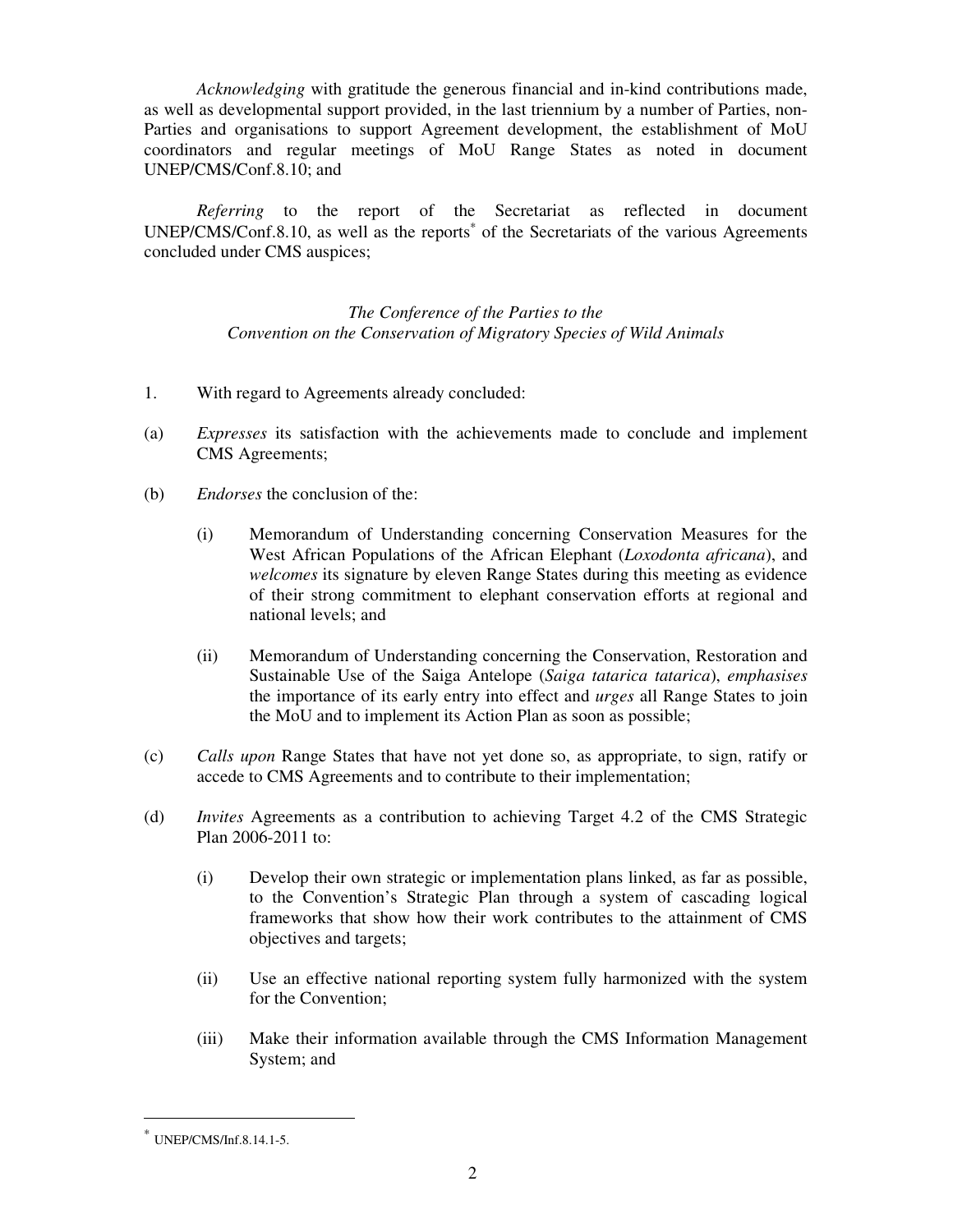*Acknowledging* with gratitude the generous financial and in-kind contributions made, as well as developmental support provided, in the last triennium by a number of Parties, non-Parties and organisations to support Agreement development, the establishment of MoU coordinators and regular meetings of MoU Range States as noted in document UNEP/CMS/Conf.8.10; and

*Referring* to the report of the Secretariat as reflected in document UNEP/CMS/Conf.8.10, as well as the reports* of the Secretariats of the various Agreements concluded under CMS auspices;

*The Conference of the Parties to the*
*Convention on the Conservation of Migratory Species of Wild Animals*

1. With regard to Agreements already concluded:

(a) *Expresses* its satisfaction with the achievements made to conclude and implement CMS Agreements;

(b) *Endorses* the conclusion of the:

 (i) Memorandum of Understanding concerning Conservation Measures for the West African Populations of the African Elephant (*Loxodonta africana*), and *welcomes* its signature by eleven Range States during this meeting as evidence of their strong commitment to elephant conservation efforts at regional and national levels; and

 (ii) Memorandum of Understanding concerning the Conservation, Restoration and Sustainable Use of the Saiga Antelope (*Saiga tatarica tatarica*), *emphasises* the importance of its early entry into effect and *urges* all Range States to join the MoU and to implement its Action Plan as soon as possible;

(c) *Calls upon* Range States that have not yet done so, as appropriate, to sign, ratify or accede to CMS Agreements and to contribute to their implementation;

(d) *Invites* Agreements as a contribution to achieving Target 4.2 of the CMS Strategic Plan 2006-2011 to:

 (i) Develop their own strategic or implementation plans linked, as far as possible, to the Convention's Strategic Plan through a system of cascading logical frameworks that show how their work contributes to the attainment of CMS objectives and targets;

 (ii) Use an effective national reporting system fully harmonized with the system for the Convention;

 (iii) Make their information available through the CMS Information Management System; and

---

* UNEP/CMS/Inf.8.14.1-5.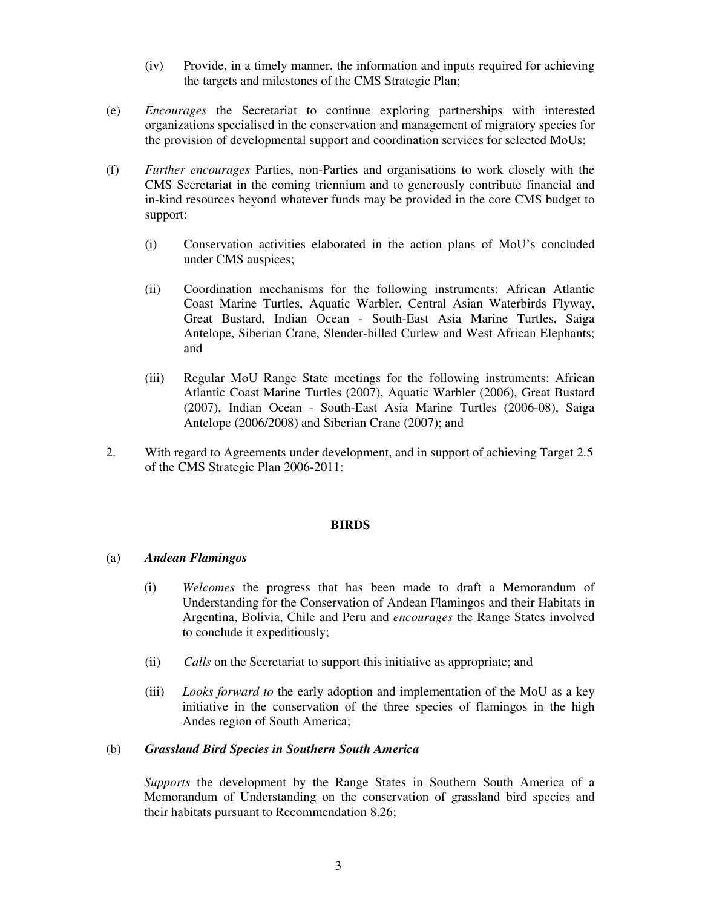(iv) Provide, in a timely manner, the information and inputs required for achieving the targets and milestones of the CMS Strategic Plan;

(e) *Encourages* the Secretariat to continue exploring partnerships with interested organizations specialised in the conservation and management of migratory species for the provision of developmental support and coordination services for selected MoUs;

(f) *Further encourages* Parties, non-Parties and organisations to work closely with the CMS Secretariat in the coming triennium and to generously contribute financial and in-kind resources beyond whatever funds may be provided in the core CMS budget to support:

(i) Conservation activities elaborated in the action plans of MoU's concluded under CMS auspices;

(ii) Coordination mechanisms for the following instruments: African Atlantic Coast Marine Turtles, Aquatic Warbler, Central Asian Waterbirds Flyway, Great Bustard, Indian Ocean - South-East Asia Marine Turtles, Saiga Antelope, Siberian Crane, Slender-billed Curlew and West African Elephants; and

(iii) Regular MoU Range State meetings for the following instruments: African Atlantic Coast Marine Turtles (2007), Aquatic Warbler (2006), Great Bustard (2007), Indian Ocean - South-East Asia Marine Turtles (2006-08), Saiga Antelope (2006/2008) and Siberian Crane (2007); and

2. With regard to Agreements under development, and in support of achieving Target 2.5 of the CMS Strategic Plan 2006-2011:

**BIRDS**

(a) ***Andean Flamingos***

(i) *Welcomes* the progress that has been made to draft a Memorandum of Understanding for the Conservation of Andean Flamingos and their Habitats in Argentina, Bolivia, Chile and Peru and *encourages* the Range States involved to conclude it expeditiously;

(ii) *Calls* on the Secretariat to support this initiative as appropriate; and

(iii) *Looks forward to* the early adoption and implementation of the MoU as a key initiative in the conservation of the three species of flamingos in the high Andes region of South America;

(b) ***Grassland Bird Species in Southern South America***

*Supports* the development by the Range States in Southern South America of a Memorandum of Understanding on the conservation of grassland bird species and their habitats pursuant to Recommendation 8.26;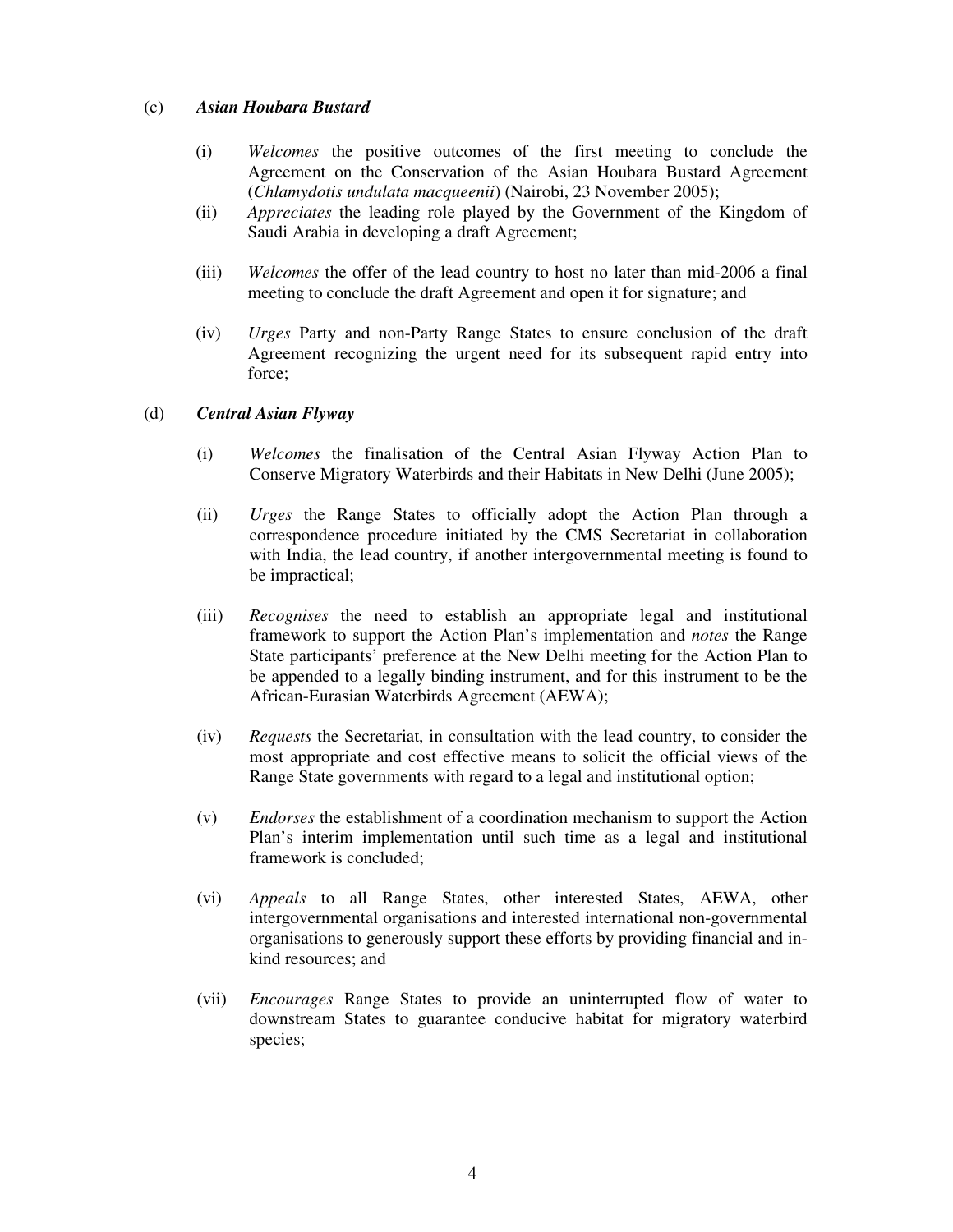(c) ***Asian Houbara Bustard***

(i) *Welcomes* the positive outcomes of the first meeting to conclude the Agreement on the Conservation of the Asian Houbara Bustard Agreement (*Chlamydotis undulata macqueenii*) (Nairobi, 23 November 2005);

(ii) *Appreciates* the leading role played by the Government of the Kingdom of Saudi Arabia in developing a draft Agreement;

(iii) *Welcomes* the offer of the lead country to host no later than mid-2006 a final meeting to conclude the draft Agreement and open it for signature; and

(iv) *Urges* Party and non-Party Range States to ensure conclusion of the draft Agreement recognizing the urgent need for its subsequent rapid entry into force;

(d) ***Central Asian Flyway***

(i) *Welcomes* the finalisation of the Central Asian Flyway Action Plan to Conserve Migratory Waterbirds and their Habitats in New Delhi (June 2005);

(ii) *Urges* the Range States to officially adopt the Action Plan through a correspondence procedure initiated by the CMS Secretariat in collaboration with India, the lead country, if another intergovernmental meeting is found to be impractical;

(iii) *Recognises* the need to establish an appropriate legal and institutional framework to support the Action Plan's implementation and *notes* the Range State participants' preference at the New Delhi meeting for the Action Plan to be appended to a legally binding instrument, and for this instrument to be the African-Eurasian Waterbirds Agreement (AEWA);

(iv) *Requests* the Secretariat, in consultation with the lead country, to consider the most appropriate and cost effective means to solicit the official views of the Range State governments with regard to a legal and institutional option;

(v) *Endorses* the establishment of a coordination mechanism to support the Action Plan's interim implementation until such time as a legal and institutional framework is concluded;

(vi) *Appeals* to all Range States, other interested States, AEWA, other intergovernmental organisations and interested international non-governmental organisations to generously support these efforts by providing financial and in-kind resources; and

(vii) *Encourages* Range States to provide an uninterrupted flow of water to downstream States to guarantee conducive habitat for migratory waterbird species;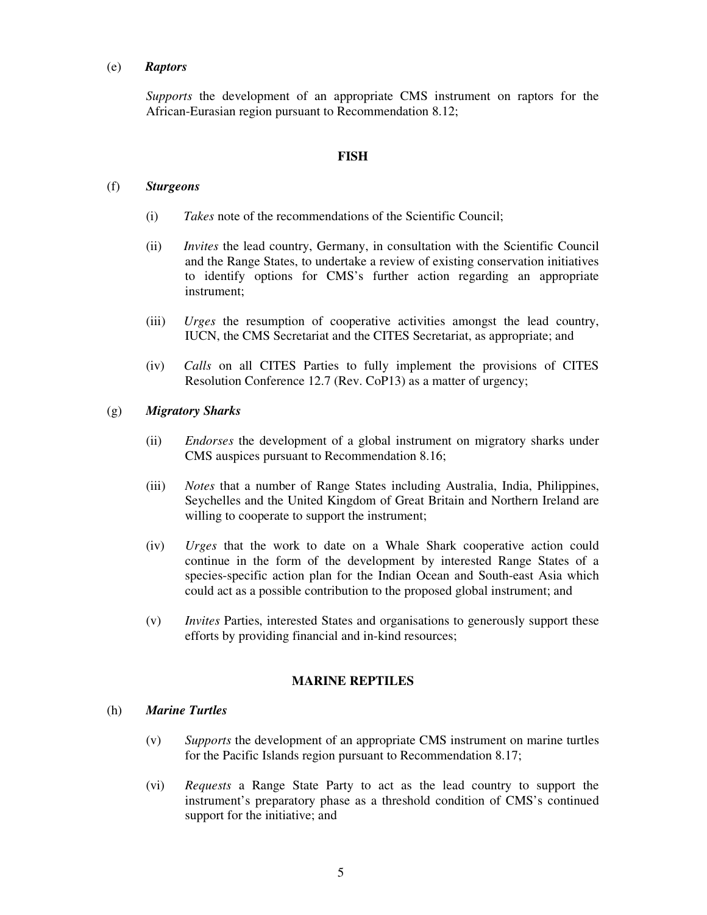(e) ***Raptors***

*Supports* the development of an appropriate CMS instrument on raptors for the African-Eurasian region pursuant to Recommendation 8.12;

**FISH**

(f) ***Sturgeons***

(i) *Takes* note of the recommendations of the Scientific Council;

(ii) *Invites* the lead country, Germany, in consultation with the Scientific Council and the Range States, to undertake a review of existing conservation initiatives to identify options for CMS's further action regarding an appropriate instrument;

(iii) *Urges* the resumption of cooperative activities amongst the lead country, IUCN, the CMS Secretariat and the CITES Secretariat, as appropriate; and

(iv) *Calls* on all CITES Parties to fully implement the provisions of CITES Resolution Conference 12.7 (Rev. CoP13) as a matter of urgency;

(g) ***Migratory Sharks***

(ii) *Endorses* the development of a global instrument on migratory sharks under CMS auspices pursuant to Recommendation 8.16;

(iii) *Notes* that a number of Range States including Australia, India, Philippines, Seychelles and the United Kingdom of Great Britain and Northern Ireland are willing to cooperate to support the instrument;

(iv) *Urges* that the work to date on a Whale Shark cooperative action could continue in the form of the development by interested Range States of a species-specific action plan for the Indian Ocean and South-east Asia which could act as a possible contribution to the proposed global instrument; and

(v) *Invites* Parties, interested States and organisations to generously support these efforts by providing financial and in-kind resources;

**MARINE REPTILES**

(h) ***Marine Turtles***

(v) *Supports* the development of an appropriate CMS instrument on marine turtles for the Pacific Islands region pursuant to Recommendation 8.17;

(vi) *Requests* a Range State Party to act as the lead country to support the instrument's preparatory phase as a threshold condition of CMS's continued support for the initiative; and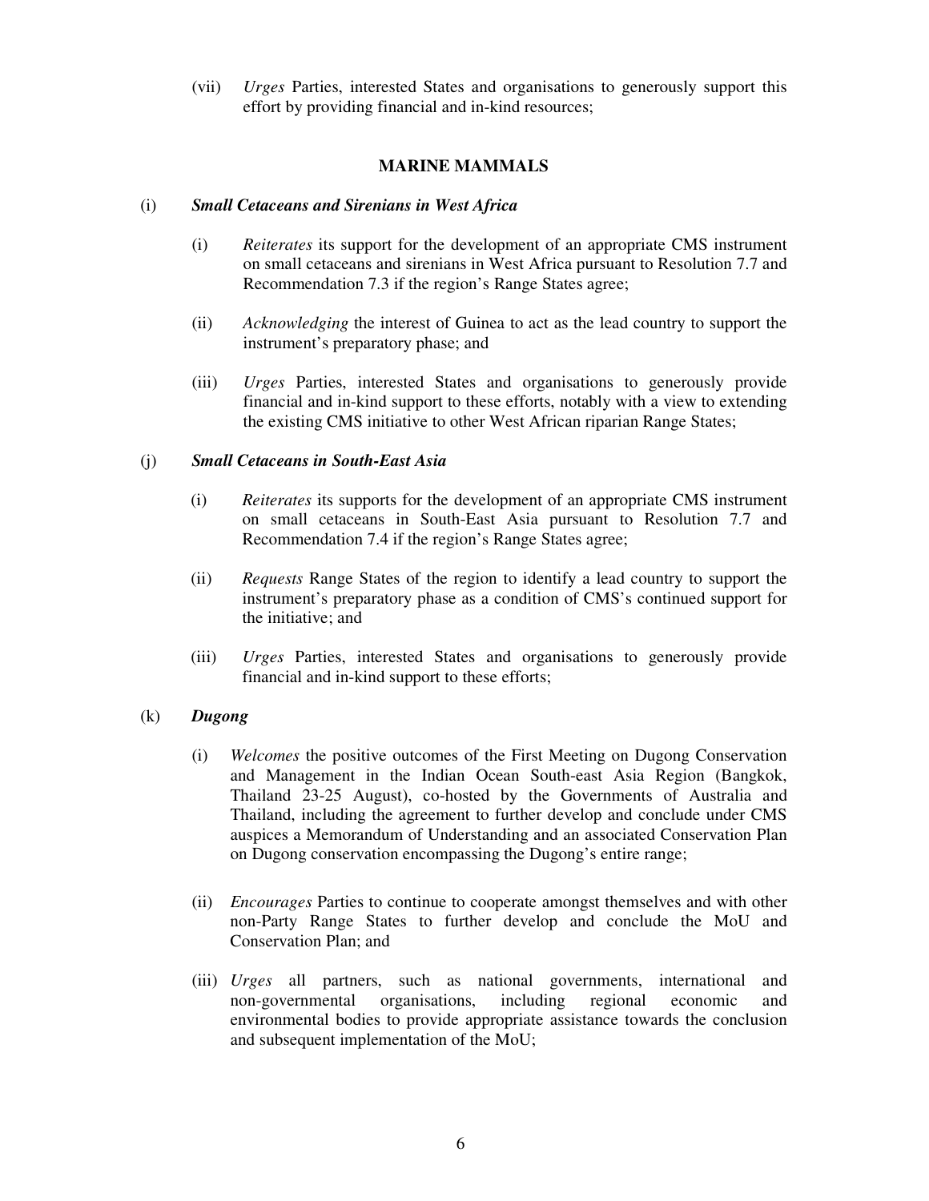(vii) *Urges* Parties, interested States and organisations to generously support this effort by providing financial and in-kind resources;

## MARINE MAMMALS

(i) ***Small Cetaceans and Sirenians in West Africa***

(i) *Reiterates* its support for the development of an appropriate CMS instrument on small cetaceans and sirenians in West Africa pursuant to Resolution 7.7 and Recommendation 7.3 if the region's Range States agree;

(ii) *Acknowledging* the interest of Guinea to act as the lead country to support the instrument's preparatory phase; and

(iii) *Urges* Parties, interested States and organisations to generously provide financial and in-kind support to these efforts, notably with a view to extending the existing CMS initiative to other West African riparian Range States;

(j) ***Small Cetaceans in South-East Asia***

(i) *Reiterates* its supports for the development of an appropriate CMS instrument on small cetaceans in South-East Asia pursuant to Resolution 7.7 and Recommendation 7.4 if the region's Range States agree;

(ii) *Requests* Range States of the region to identify a lead country to support the instrument's preparatory phase as a condition of CMS's continued support for the initiative; and

(iii) *Urges* Parties, interested States and organisations to generously provide financial and in-kind support to these efforts;

(k) ***Dugong***

(i) *Welcomes* the positive outcomes of the First Meeting on Dugong Conservation and Management in the Indian Ocean South-east Asia Region (Bangkok, Thailand 23-25 August), co-hosted by the Governments of Australia and Thailand, including the agreement to further develop and conclude under CMS auspices a Memorandum of Understanding and an associated Conservation Plan on Dugong conservation encompassing the Dugong's entire range;

(ii) *Encourages* Parties to continue to cooperate amongst themselves and with other non-Party Range States to further develop and conclude the MoU and Conservation Plan; and

(iii) *Urges* all partners, such as national governments, international and non-governmental organisations, including regional economic and environmental bodies to provide appropriate assistance towards the conclusion and subsequent implementation of the MoU;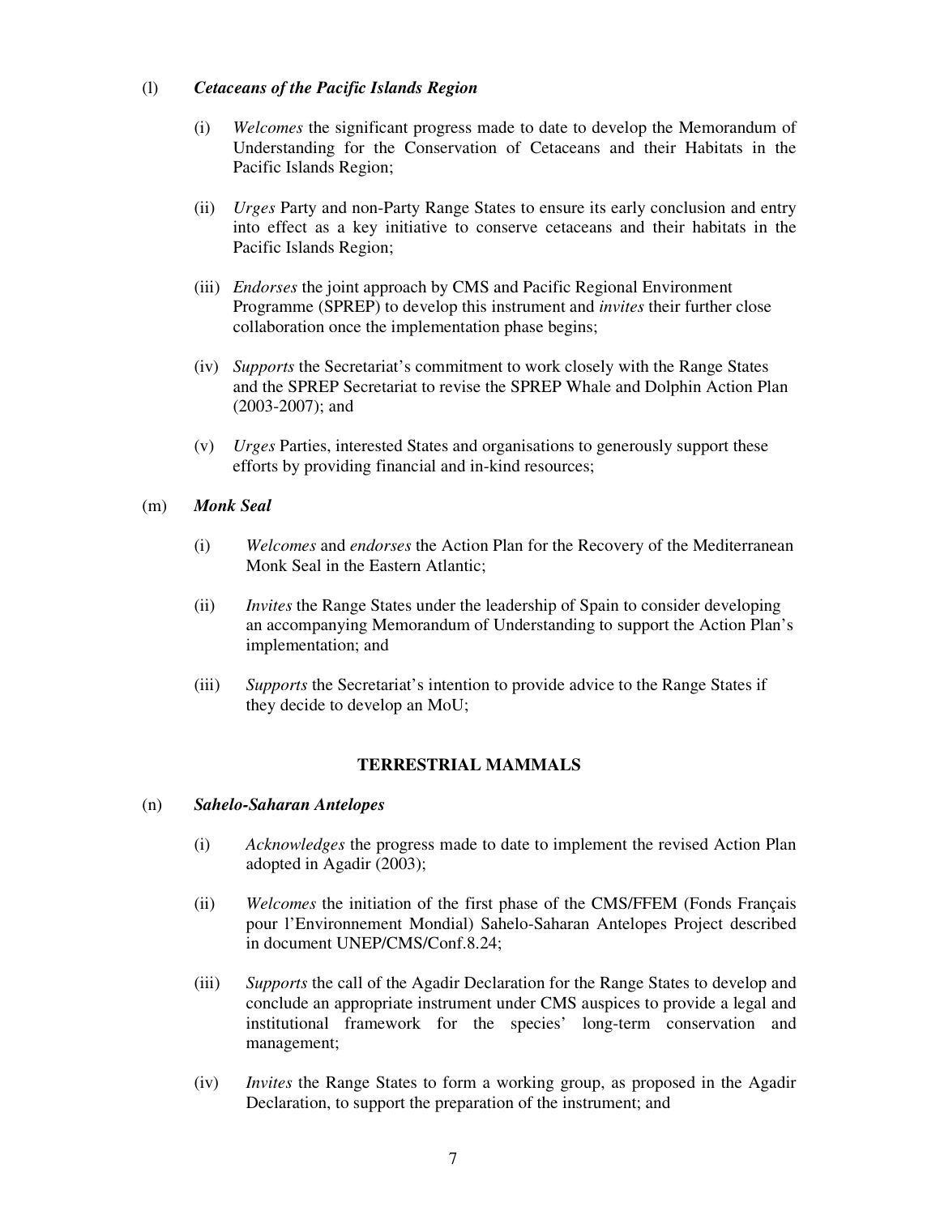(l) ***Cetaceans of the Pacific Islands Region***

(i) *Welcomes* the significant progress made to date to develop the Memorandum of Understanding for the Conservation of Cetaceans and their Habitats in the Pacific Islands Region;

(ii) *Urges* Party and non-Party Range States to ensure its early conclusion and entry into effect as a key initiative to conserve cetaceans and their habitats in the Pacific Islands Region;

(iii) *Endorses* the joint approach by CMS and Pacific Regional Environment Programme (SPREP) to develop this instrument and *invites* their further close collaboration once the implementation phase begins;

(iv) *Supports* the Secretariat's commitment to work closely with the Range States and the SPREP Secretariat to revise the SPREP Whale and Dolphin Action Plan (2003-2007); and

(v) *Urges* Parties, interested States and organisations to generously support these efforts by providing financial and in-kind resources;

(m) ***Monk Seal***

(i) *Welcomes* and *endorses* the Action Plan for the Recovery of the Mediterranean Monk Seal in the Eastern Atlantic;

(ii) *Invites* the Range States under the leadership of Spain to consider developing an accompanying Memorandum of Understanding to support the Action Plan's implementation; and

(iii) *Supports* the Secretariat's intention to provide advice to the Range States if they decide to develop an MoU;

## TERRESTRIAL MAMMALS

(n) ***Sahelo-Saharan Antelopes***

(i) *Acknowledges* the progress made to date to implement the revised Action Plan adopted in Agadir (2003);

(ii) *Welcomes* the initiation of the first phase of the CMS/FFEM (Fonds Français pour l'Environnement Mondial) Sahelo-Saharan Antelopes Project described in document UNEP/CMS/Conf.8.24;

(iii) *Supports* the call of the Agadir Declaration for the Range States to develop and conclude an appropriate instrument under CMS auspices to provide a legal and institutional framework for the species' long-term conservation and management;

(iv) *Invites* the Range States to form a working group, as proposed in the Agadir Declaration, to support the preparation of the instrument; and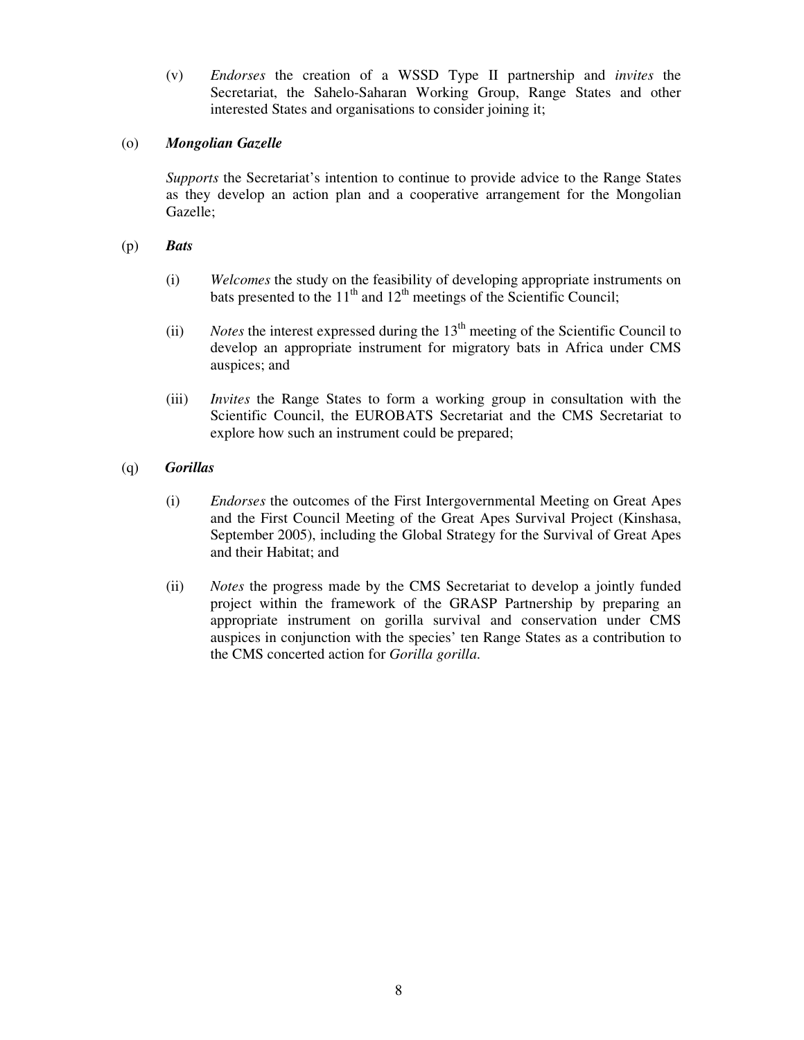(v) *Endorses* the creation of a WSSD Type II partnership and *invites* the Secretariat, the Sahelo-Saharan Working Group, Range States and other interested States and organisations to consider joining it;

(o) ***Mongolian Gazelle***

*Supports* the Secretariat's intention to continue to provide advice to the Range States as they develop an action plan and a cooperative arrangement for the Mongolian Gazelle;

(p) ***Bats***

(i) *Welcomes* the study on the feasibility of developing appropriate instruments on bats presented to the 11th and 12th meetings of the Scientific Council;

(ii) *Notes* the interest expressed during the 13th meeting of the Scientific Council to develop an appropriate instrument for migratory bats in Africa under CMS auspices; and

(iii) *Invites* the Range States to form a working group in consultation with the Scientific Council, the EUROBATS Secretariat and the CMS Secretariat to explore how such an instrument could be prepared;

(q) ***Gorillas***

(i) *Endorses* the outcomes of the First Intergovernmental Meeting on Great Apes and the First Council Meeting of the Great Apes Survival Project (Kinshasa, September 2005), including the Global Strategy for the Survival of Great Apes and their Habitat; and

(ii) *Notes* the progress made by the CMS Secretariat to develop a jointly funded project within the framework of the GRASP Partnership by preparing an appropriate instrument on gorilla survival and conservation under CMS auspices in conjunction with the species' ten Range States as a contribution to the CMS concerted action for *Gorilla gorilla*.